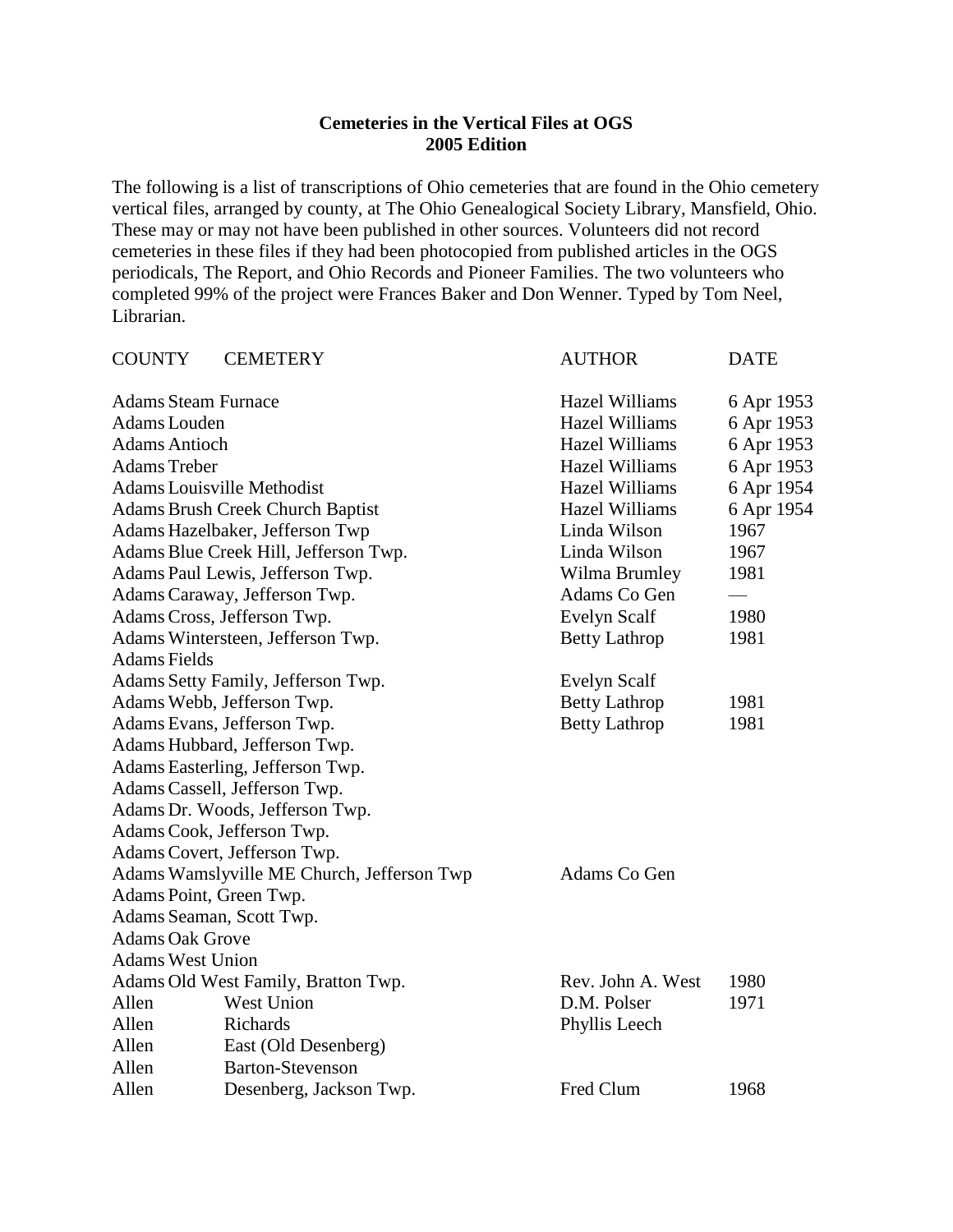# Cemeteries in the Vertical Files at OGS
## 2005 Edition

The following is a list of transcriptions of Ohio cemeteries that are found in the Ohio cemetery vertical files, arranged by county, at The Ohio Genealogical Society Library, Mansfield, Ohio. These may or may not have been published in other sources. Volunteers did not record cemeteries in these files if they had been photocopied from published articles in the OGS periodicals, The Report, and Ohio Records and Pioneer Families. The two volunteers who completed 99% of the project were Frances Baker and Don Wenner. Typed by Tom Neel, Librarian.

| COUNTY | CEMETERY | AUTHOR | DATE |
|---|---|---|---|
| Adams | Steam Furnace | Hazel Williams | 6 Apr 1953 |
| Adams | Louden | Hazel Williams | 6 Apr 1953 |
| Adams | Antioch | Hazel Williams | 6 Apr 1953 |
| Adams | Treber | Hazel Williams | 6 Apr 1953 |
| Adams | Louisville Methodist | Hazel Williams | 6 Apr 1954 |
| Adams | Brush Creek Church Baptist | Hazel Williams | 6 Apr 1954 |
| Adams | Hazelbaker, Jefferson Twp | Linda Wilson | 1967 |
| Adams | Blue Creek Hill, Jefferson Twp. | Linda Wilson | 1967 |
| Adams | Paul Lewis, Jefferson Twp. | Wilma Brumley | 1981 |
| Adams | Caraway, Jefferson Twp. | Adams Co Gen | — |
| Adams | Cross, Jefferson Twp. | Evelyn Scalf | 1980 |
| Adams | Wintersteen, Jefferson Twp. | Betty Lathrop | 1981 |
| Adams | Fields | | |
| Adams | Setty Family, Jefferson Twp. | Evelyn Scalf | |
| Adams | Webb, Jefferson Twp. | Betty Lathrop | 1981 |
| Adams | Evans, Jefferson Twp. | Betty Lathrop | 1981 |
| Adams | Hubbard, Jefferson Twp. | | |
| Adams | Easterling, Jefferson Twp. | | |
| Adams | Cassell, Jefferson Twp. | | |
| Adams | Dr. Woods, Jefferson Twp. | | |
| Adams | Cook, Jefferson Twp. | | |
| Adams | Covert, Jefferson Twp. | | |
| Adams | Wamslyville ME Church, Jefferson Twp | Adams Co Gen | |
| Adams | Point, Green Twp. | | |
| Adams | Seaman, Scott Twp. | | |
| Adams | Oak Grove | | |
| Adams | West Union | | |
| Adams | Old West Family, Bratton Twp. | Rev. John A. West | 1980 |
| Allen | West Union | D.M. Polser | 1971 |
| Allen | Richards | Phyllis Leech | |
| Allen | East (Old Desenberg) | | |
| Allen | Barton-Stevenson | | |
| Allen | Desenberg, Jackson Twp. | Fred Clum | 1968 |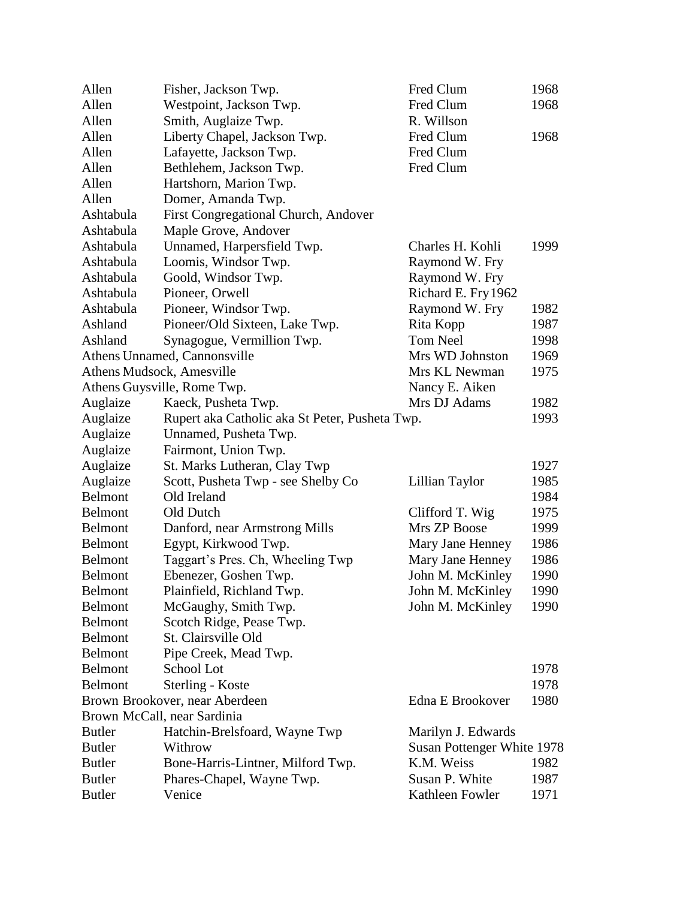| | | | |
|---|---|---|---|
| Allen | Fisher, Jackson Twp. | Fred Clum | 1968 |
| Allen | Westpoint, Jackson Twp. | Fred Clum | 1968 |
| Allen | Smith, Auglaize Twp. | R. Willson | |
| Allen | Liberty Chapel, Jackson Twp. | Fred Clum | 1968 |
| Allen | Lafayette, Jackson Twp. | Fred Clum | |
| Allen | Bethlehem, Jackson Twp. | Fred Clum | |
| Allen | Hartshorn, Marion Twp. | | |
| Allen | Domer, Amanda Twp. | | |
| Ashtabula | First Congregational Church, Andover | | |
| Ashtabula | Maple Grove, Andover | | |
| Ashtabula | Unnamed, Harpersfield Twp. | Charles H. Kohli | 1999 |
| Ashtabula | Loomis, Windsor Twp. | Raymond W. Fry | |
| Ashtabula | Goold, Windsor Twp. | Raymond W. Fry | |
| Ashtabula | Pioneer, Orwell | Richard E. Fry | 1962 |
| Ashtabula | Pioneer, Windsor Twp. | Raymond W. Fry | 1982 |
| Ashland | Pioneer/Old Sixteen, Lake Twp. | Rita Kopp | 1987 |
| Ashland | Synagogue, Vermillion Twp. | Tom Neel | 1998 |
| Athens | Unnamed, Cannonsville | Mrs WD Johnston | 1969 |
| Athens | Mudsock, Amesville | Mrs KL Newman | 1975 |
| Athens | Guysville, Rome Twp. | Nancy E. Aiken | |
| Auglaize | Kaeck, Pusheta Twp. | Mrs DJ Adams | 1982 |
| Auglaize | Rupert aka Catholic aka St Peter, Pusheta Twp. | | 1993 |
| Auglaize | Unnamed, Pusheta Twp. | | |
| Auglaize | Fairmont, Union Twp. | | |
| Auglaize | St. Marks Lutheran, Clay Twp | | 1927 |
| Auglaize | Scott, Pusheta Twp - see Shelby Co | Lillian Taylor | 1985 |
| Belmont | Old Ireland | | 1984 |
| Belmont | Old Dutch | Clifford T. Wig | 1975 |
| Belmont | Danford, near Armstrong Mills | Mrs ZP Boose | 1999 |
| Belmont | Egypt, Kirkwood Twp. | Mary Jane Henney | 1986 |
| Belmont | Taggart's Pres. Ch, Wheeling Twp | Mary Jane Henney | 1986 |
| Belmont | Ebenezer, Goshen Twp. | John M. McKinley | 1990 |
| Belmont | Plainfield, Richland Twp. | John M. McKinley | 1990 |
| Belmont | McGaughy, Smith Twp. | John M. McKinley | 1990 |
| Belmont | Scotch Ridge, Pease Twp. | | |
| Belmont | St. Clairsville Old | | |
| Belmont | Pipe Creek, Mead Twp. | | |
| Belmont | School Lot | | 1978 |
| Belmont | Sterling - Koste | | 1978 |
| Brown | Brookover, near Aberdeen | Edna E Brookover | 1980 |
| Brown | McCall, near Sardinia | | |
| Butler | Hatchin-Brelsfoard, Wayne Twp | Marilyn J. Edwards | |
| Butler | Withrow | Susan Pottenger White | 1978 |
| Butler | Bone-Harris-Lintner, Milford Twp. | K.M. Weiss | 1982 |
| Butler | Phares-Chapel, Wayne Twp. | Susan P. White | 1987 |
| Butler | Venice | Kathleen Fowler | 1971 |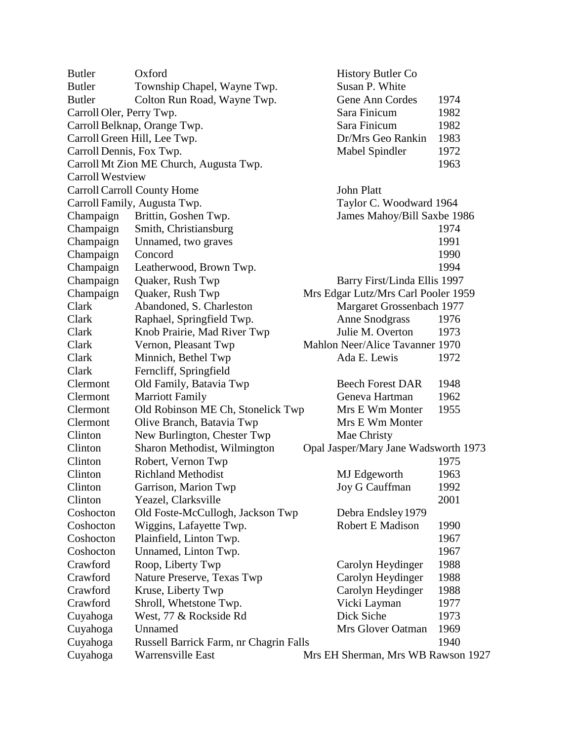| County | Cemetery | Recorded by | Year |
|---|---|---|---|
| Butler | Oxford | History Butler Co | |
| Butler | Township Chapel, Wayne Twp. | Susan P. White | |
| Butler | Colton Run Road, Wayne Twp. | Gene Ann Cordes | 1974 |
| Carroll | Oler, Perry Twp. | Sara Finicum | 1982 |
| Carroll | Belknap, Orange Twp. | Sara Finicum | 1982 |
| Carroll | Green Hill, Lee Twp. | Dr/Mrs Geo Rankin | 1983 |
| Carroll | Dennis, Fox Twp. | Mabel Spindler | 1972 |
| Carroll | Mt Zion ME Church, Augusta Twp. | | 1963 |
| Carroll | Westview | | |
| Carroll | Carroll County Home | John Platt | |
| Carroll | Family, Augusta Twp. | Taylor C. Woodward | 1964 |
| Champaign | Brittin, Goshen Twp. | James Mahoy/Bill Saxbe | 1986 |
| Champaign | Smith, Christiansburg | | 1974 |
| Champaign | Unnamed, two graves | | 1991 |
| Champaign | Concord | | 1990 |
| Champaign | Leatherwood, Brown Twp. | | 1994 |
| Champaign | Quaker, Rush Twp | Barry First/Linda Ellis | 1997 |
| Champaign | Quaker, Rush Twp | Mrs Edgar Lutz/Mrs Carl Pooler | 1959 |
| Clark | Abandoned, S. Charleston | Margaret Grossenbach | 1977 |
| Clark | Raphael, Springfield Twp. | Anne Snodgrass | 1976 |
| Clark | Knob Prairie, Mad River Twp | Julie M. Overton | 1973 |
| Clark | Vernon, Pleasant Twp | Mahlon Neer/Alice Tavanner | 1970 |
| Clark | Minnich, Bethel Twp | Ada E. Lewis | 1972 |
| Clark | Ferncliff, Springfield | | |
| Clermont | Old Family, Batavia Twp | Beech Forest DAR | 1948 |
| Clermont | Marriott Family | Geneva Hartman | 1962 |
| Clermont | Old Robinson ME Ch, Stonelick Twp | Mrs E Wm Monter | 1955 |
| Clermont | Olive Branch, Batavia Twp | Mrs E Wm Monter | |
| Clinton | New Burlington, Chester Twp | Mae Christy | |
| Clinton | Sharon Methodist, Wilmington | Opal Jasper/Mary Jane Wadsworth | 1973 |
| Clinton | Robert, Vernon Twp | | 1975 |
| Clinton | Richland Methodist | MJ Edgeworth | 1963 |
| Clinton | Garrison, Marion Twp | Joy G Cauffman | 1992 |
| Clinton | Yeazel, Clarksville | | 2001 |
| Coshocton | Old Foste-McCullogh, Jackson Twp | Debra Endsley | 1979 |
| Coshocton | Wiggins, Lafayette Twp. | Robert E Madison | 1990 |
| Coshocton | Plainfield, Linton Twp. | | 1967 |
| Coshocton | Unnamed, Linton Twp. | | 1967 |
| Crawford | Roop, Liberty Twp | Carolyn Heydinger | 1988 |
| Crawford | Nature Preserve, Texas Twp | Carolyn Heydinger | 1988 |
| Crawford | Kruse, Liberty Twp | Carolyn Heydinger | 1988 |
| Crawford | Shroll, Whetstone Twp. | Vicki Layman | 1977 |
| Cuyahoga | West, 77 & Rockside Rd | Dick Siche | 1973 |
| Cuyahoga | Unnamed | Mrs Glover Oatman | 1969 |
| Cuyahoga | Russell Barrick Farm, nr Chagrin Falls | | 1940 |
| Cuyahoga | Warrensville East | Mrs EH Sherman, Mrs WB Rawson | 1927 |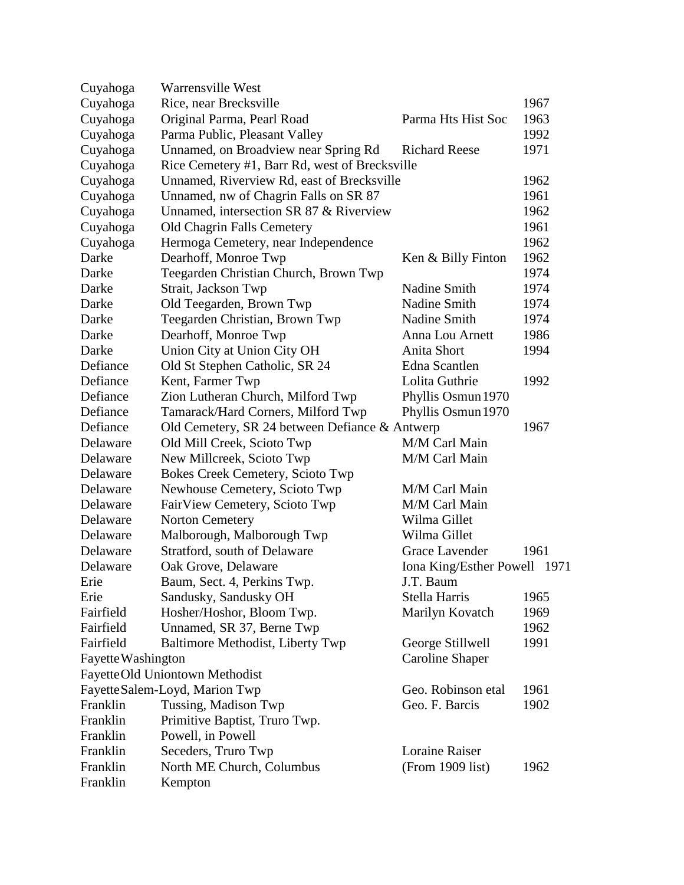| | | | |
|---|---|---|---|
| Cuyahoga | Warrensville West | | |
| Cuyahoga | Rice, near Brecksville | | 1967 |
| Cuyahoga | Original Parma, Pearl Road | Parma Hts Hist Soc | 1963 |
| Cuyahoga | Parma Public, Pleasant Valley | | 1992 |
| Cuyahoga | Unnamed, on Broadview near Spring Rd | Richard Reese | 1971 |
| Cuyahoga | Rice Cemetery #1, Barr Rd, west of Brecksville | | |
| Cuyahoga | Unnamed, Riverview Rd, east of Brecksville | | 1962 |
| Cuyahoga | Unnamed, nw of Chagrin Falls on SR 87 | | 1961 |
| Cuyahoga | Unnamed, intersection SR 87 & Riverview | | 1962 |
| Cuyahoga | Old Chagrin Falls Cemetery | | 1961 |
| Cuyahoga | Hermoga Cemetery, near Independence | | 1962 |
| Darke | Dearhoff, Monroe Twp | Ken & Billy Finton | 1962 |
| Darke | Teegarden Christian Church, Brown Twp | | 1974 |
| Darke | Strait, Jackson Twp | Nadine Smith | 1974 |
| Darke | Old Teegarden, Brown Twp | Nadine Smith | 1974 |
| Darke | Teegarden Christian, Brown Twp | Nadine Smith | 1974 |
| Darke | Dearhoff, Monroe Twp | Anna Lou Arnett | 1986 |
| Darke | Union City at Union City OH | Anita Short | 1994 |
| Defiance | Old St Stephen Catholic, SR 24 | Edna Scantlen | |
| Defiance | Kent, Farmer Twp | Lolita Guthrie | 1992 |
| Defiance | Zion Lutheran Church, Milford Twp | Phyllis Osmun 1970 | |
| Defiance | Tamarack/Hard Corners, Milford Twp | Phyllis Osmun 1970 | |
| Defiance | Old Cemetery, SR 24 between Defiance & Antwerp | | 1967 |
| Delaware | Old Mill Creek, Scioto Twp | M/M Carl Main | |
| Delaware | New Millcreek, Scioto Twp | M/M Carl Main | |
| Delaware | Bokes Creek Cemetery, Scioto Twp | | |
| Delaware | Newhouse Cemetery, Scioto Twp | M/M Carl Main | |
| Delaware | FairView Cemetery, Scioto Twp | M/M Carl Main | |
| Delaware | Norton Cemetery | Wilma Gillet | |
| Delaware | Malborough, Malborough Twp | Wilma Gillet | |
| Delaware | Stratford, south of Delaware | Grace Lavender | 1961 |
| Delaware | Oak Grove, Delaware | Iona King/Esther Powell | 1971 |
| Erie | Baum, Sect. 4, Perkins Twp. | J.T. Baum | |
| Erie | Sandusky, Sandusky OH | Stella Harris | 1965 |
| Fairfield | Hosher/Hoshor, Bloom Twp. | Marilyn Kovatch | 1969 |
| Fairfield | Unnamed, SR 37, Berne Twp | | 1962 |
| Fairfield | Baltimore Methodist, Liberty Twp | George Stillwell | 1991 |
| Fayette | Washington | Caroline Shaper | |
| Fayette | Old Uniontown Methodist | | |
| Fayette | Salem-Loyd, Marion Twp | Geo. Robinson etal | 1961 |
| Franklin | Tussing, Madison Twp | Geo. F. Barcis | 1902 |
| Franklin | Primitive Baptist, Truro Twp. | | |
| Franklin | Powell, in Powell | | |
| Franklin | Seceders, Truro Twp | Loraine Raiser | |
| Franklin | North ME Church, Columbus | (From 1909 list) | 1962 |
| Franklin | Kempton | | |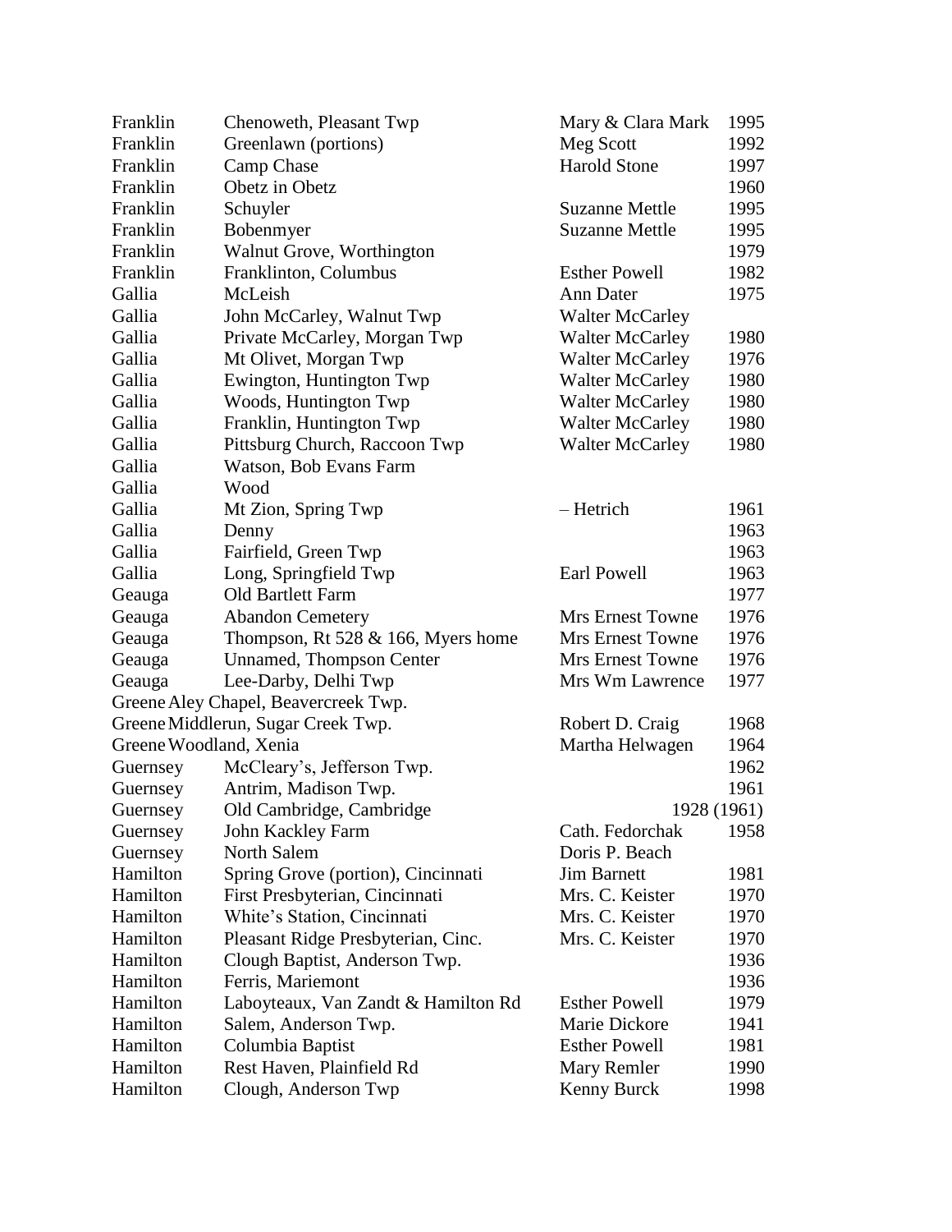| | | | |
|---|---|---|---|
| Franklin | Chenoweth, Pleasant Twp | Mary & Clara Mark | 1995 |
| Franklin | Greenlawn (portions) | Meg Scott | 1992 |
| Franklin | Camp Chase | Harold Stone | 1997 |
| Franklin | Obetz in Obetz | | 1960 |
| Franklin | Schuyler | Suzanne Mettle | 1995 |
| Franklin | Bobenmyer | Suzanne Mettle | 1995 |
| Franklin | Walnut Grove, Worthington | | 1979 |
| Franklin | Franklinton, Columbus | Esther Powell | 1982 |
| Gallia | McLeish | Ann Dater | 1975 |
| Gallia | John McCarley, Walnut Twp | Walter McCarley | |
| Gallia | Private McCarley, Morgan Twp | Walter McCarley | 1980 |
| Gallia | Mt Olivet, Morgan Twp | Walter McCarley | 1976 |
| Gallia | Ewington, Huntington Twp | Walter McCarley | 1980 |
| Gallia | Woods, Huntington Twp | Walter McCarley | 1980 |
| Gallia | Franklin, Huntington Twp | Walter McCarley | 1980 |
| Gallia | Pittsburg Church, Raccoon Twp | Walter McCarley | 1980 |
| Gallia | Watson, Bob Evans Farm | | |
| Gallia | Wood | | |
| Gallia | Mt Zion, Spring Twp | – Hetrich | 1961 |
| Gallia | Denny | | 1963 |
| Gallia | Fairfield, Green Twp | | 1963 |
| Gallia | Long, Springfield Twp | Earl Powell | 1963 |
| Geauga | Old Bartlett Farm | | 1977 |
| Geauga | Abandon Cemetery | Mrs Ernest Towne | 1976 |
| Geauga | Thompson, Rt 528 & 166, Myers home | Mrs Ernest Towne | 1976 |
| Geauga | Unnamed, Thompson Center | Mrs Ernest Towne | 1976 |
| Geauga | Lee-Darby, Delhi Twp | Mrs Wm Lawrence | 1977 |
| Greene | Aley Chapel, Beavercreek Twp. | | |
| Greene | Middlerun, Sugar Creek Twp. | Robert D. Craig | 1968 |
| Greene | Woodland, Xenia | Martha Helwagen | 1964 |
| Guernsey | McCleary's, Jefferson Twp. | | 1962 |
| Guernsey | Antrim, Madison Twp. | | 1961 |
| Guernsey | Old Cambridge, Cambridge | | 1928 (1961) |
| Guernsey | John Kackley Farm | Cath. Fedorchak | 1958 |
| Guernsey | North Salem | Doris P. Beach | |
| Hamilton | Spring Grove (portion), Cincinnati | Jim Barnett | 1981 |
| Hamilton | First Presbyterian, Cincinnati | Mrs. C. Keister | 1970 |
| Hamilton | White's Station, Cincinnati | Mrs. C. Keister | 1970 |
| Hamilton | Pleasant Ridge Presbyterian, Cinc. | Mrs. C. Keister | 1970 |
| Hamilton | Clough Baptist, Anderson Twp. | | 1936 |
| Hamilton | Ferris, Mariemont | | 1936 |
| Hamilton | Laboyteaux, Van Zandt & Hamilton Rd | Esther Powell | 1979 |
| Hamilton | Salem, Anderson Twp. | Marie Dickore | 1941 |
| Hamilton | Columbia Baptist | Esther Powell | 1981 |
| Hamilton | Rest Haven, Plainfield Rd | Mary Remler | 1990 |
| Hamilton | Clough, Anderson Twp | Kenny Burck | 1998 |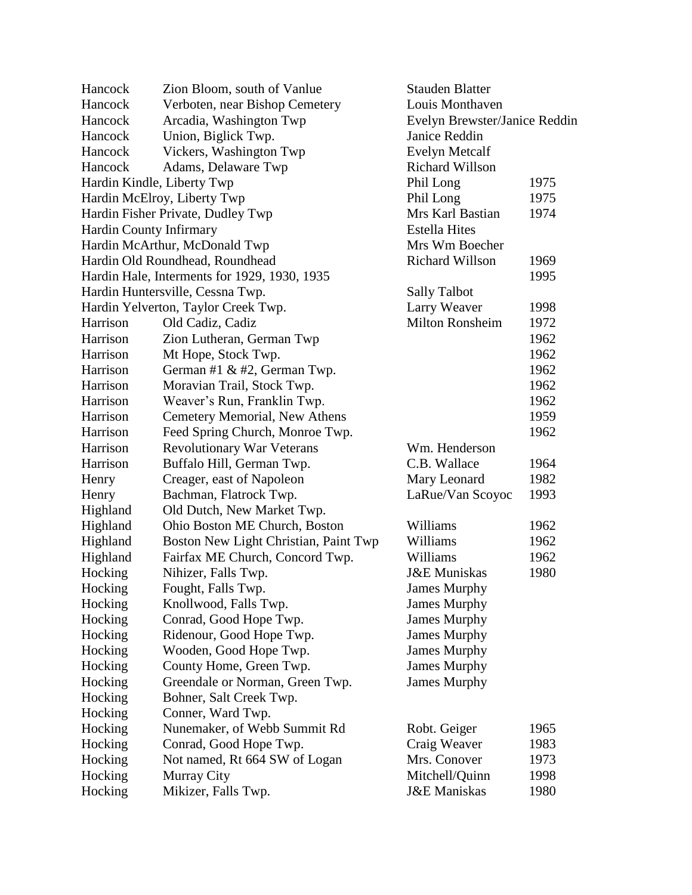| | | | |
|---|---|---|---|
| Hancock | Zion Bloom, south of Vanlue | Stauden Blatter | |
| Hancock | Verboten, near Bishop Cemetery | Louis Monthaven | |
| Hancock | Arcadia, Washington Twp | Evelyn Brewster/Janice Reddin | |
| Hancock | Union, Biglick Twp. | Janice Reddin | |
| Hancock | Vickers, Washington Twp | Evelyn Metcalf | |
| Hancock | Adams, Delaware Twp | Richard Willson | |
| Hardin | Kindle, Liberty Twp | Phil Long | 1975 |
| Hardin | McElroy, Liberty Twp | Phil Long | 1975 |
| Hardin | Fisher Private, Dudley Twp | Mrs Karl Bastian | 1974 |
| Hardin | County Infirmary | Estella Hites | |
| Hardin | McArthur, McDonald Twp | Mrs Wm Boecher | |
| Hardin | Old Roundhead, Roundhead | Richard Willson | 1969 |
| Hardin | Hale, Interments for 1929, 1930, 1935 | | 1995 |
| Hardin | Huntersville, Cessna Twp. | Sally Talbot | |
| Hardin | Yelverton, Taylor Creek Twp. | Larry Weaver | 1998 |
| Harrison | Old Cadiz, Cadiz | Milton Ronsheim | 1972 |
| Harrison | Zion Lutheran, German Twp | | 1962 |
| Harrison | Mt Hope, Stock Twp. | | 1962 |
| Harrison | German #1 & #2, German Twp. | | 1962 |
| Harrison | Moravian Trail, Stock Twp. | | 1962 |
| Harrison | Weaver's Run, Franklin Twp. | | 1962 |
| Harrison | Cemetery Memorial, New Athens | | 1959 |
| Harrison | Feed Spring Church, Monroe Twp. | | 1962 |
| Harrison | Revolutionary War Veterans | Wm. Henderson | |
| Harrison | Buffalo Hill, German Twp. | C.B. Wallace | 1964 |
| Henry | Creager, east of Napoleon | Mary Leonard | 1982 |
| Henry | Bachman, Flatrock Twp. | LaRue/Van Scoyoc | 1993 |
| Highland | Old Dutch, New Market Twp. | | |
| Highland | Ohio Boston ME Church, Boston | Williams | 1962 |
| Highland | Boston New Light Christian, Paint Twp | Williams | 1962 |
| Highland | Fairfax ME Church, Concord Twp. | Williams | 1962 |
| Hocking | Nihizer, Falls Twp. | J&E Muniskas | 1980 |
| Hocking | Fought, Falls Twp. | James Murphy | |
| Hocking | Knollwood, Falls Twp. | James Murphy | |
| Hocking | Conrad, Good Hope Twp. | James Murphy | |
| Hocking | Ridenour, Good Hope Twp. | James Murphy | |
| Hocking | Wooden, Good Hope Twp. | James Murphy | |
| Hocking | County Home, Green Twp. | James Murphy | |
| Hocking | Greendale or Norman, Green Twp. | James Murphy | |
| Hocking | Bohner, Salt Creek Twp. | | |
| Hocking | Conner, Ward Twp. | | |
| Hocking | Nunemaker, of Webb Summit Rd | Robt. Geiger | 1965 |
| Hocking | Conrad, Good Hope Twp. | Craig Weaver | 1983 |
| Hocking | Not named, Rt 664 SW of Logan | Mrs. Conover | 1973 |
| Hocking | Murray City | Mitchell/Quinn | 1998 |
| Hocking | Mikizer, Falls Twp. | J&E Maniskas | 1980 |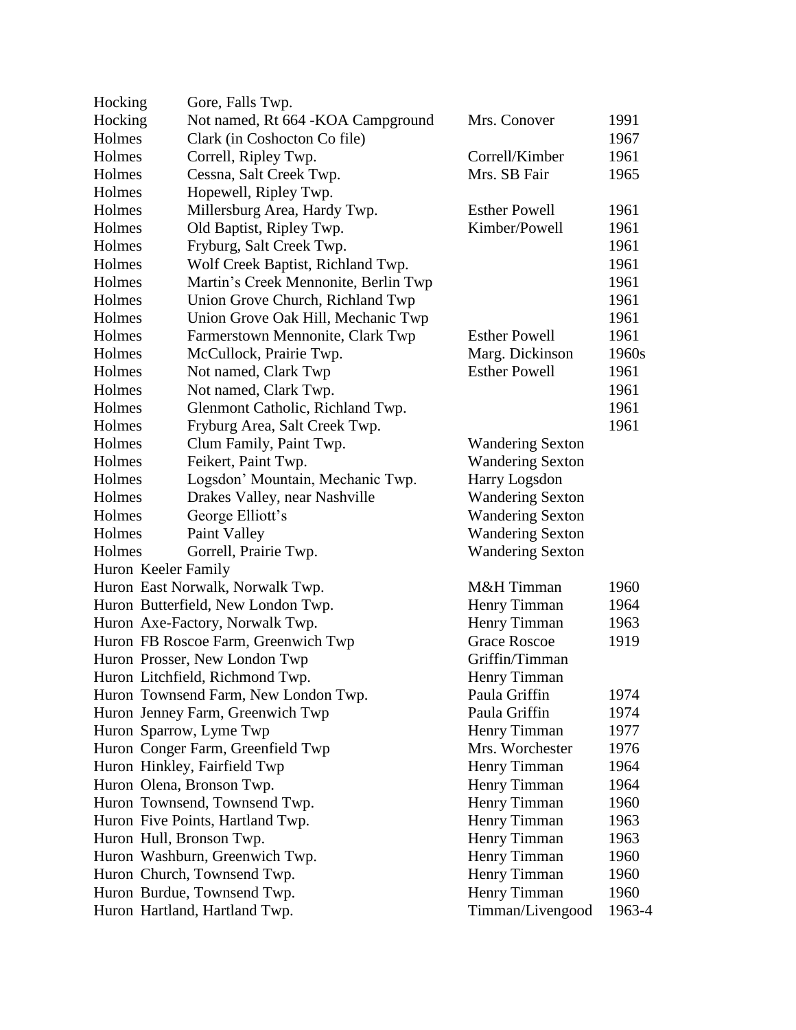| | | | |
|---|---|---|---|
| Hocking | Gore, Falls Twp. | | |
| Hocking | Not named, Rt 664 -KOA Campground | Mrs. Conover | 1991 |
| Holmes | Clark (in Coshocton Co file) | | 1967 |
| Holmes | Correll, Ripley Twp. | Correll/Kimber | 1961 |
| Holmes | Cessna, Salt Creek Twp. | Mrs. SB Fair | 1965 |
| Holmes | Hopewell, Ripley Twp. | | |
| Holmes | Millersburg Area, Hardy Twp. | Esther Powell | 1961 |
| Holmes | Old Baptist, Ripley Twp. | Kimber/Powell | 1961 |
| Holmes | Fryburg, Salt Creek Twp. | | 1961 |
| Holmes | Wolf Creek Baptist, Richland Twp. | | 1961 |
| Holmes | Martin's Creek Mennonite, Berlin Twp | | 1961 |
| Holmes | Union Grove Church, Richland Twp | | 1961 |
| Holmes | Union Grove Oak Hill, Mechanic Twp | | 1961 |
| Holmes | Farmerstown Mennonite, Clark Twp | Esther Powell | 1961 |
| Holmes | McCullock, Prairie Twp. | Marg. Dickinson | 1960s |
| Holmes | Not named, Clark Twp | Esther Powell | 1961 |
| Holmes | Not named, Clark Twp. | | 1961 |
| Holmes | Glenmont Catholic, Richland Twp. | | 1961 |
| Holmes | Fryburg Area, Salt Creek Twp. | | 1961 |
| Holmes | Clum Family, Paint Twp. | Wandering Sexton | |
| Holmes | Feikert, Paint Twp. | Wandering Sexton | |
| Holmes | Logsdon' Mountain, Mechanic Twp. | Harry Logsdon | |
| Holmes | Drakes Valley, near Nashville | Wandering Sexton | |
| Holmes | George Elliott's | Wandering Sexton | |
| Holmes | Paint Valley | Wandering Sexton | |
| Holmes | Gorrell, Prairie Twp. | Wandering Sexton | |
| Huron | Keeler Family | | |
| Huron | East Norwalk, Norwalk Twp. | M&H Timman | 1960 |
| Huron | Butterfield, New London Twp. | Henry Timman | 1964 |
| Huron | Axe-Factory, Norwalk Twp. | Henry Timman | 1963 |
| Huron | FB Roscoe Farm, Greenwich Twp | Grace Roscoe | 1919 |
| Huron | Prosser, New London Twp | Griffin/Timman | |
| Huron | Litchfield, Richmond Twp. | Henry Timman | |
| Huron | Townsend Farm, New London Twp. | Paula Griffin | 1974 |
| Huron | Jenney Farm, Greenwich Twp | Paula Griffin | 1974 |
| Huron | Sparrow, Lyme Twp | Henry Timman | 1977 |
| Huron | Conger Farm, Greenfield Twp | Mrs. Worchester | 1976 |
| Huron | Hinkley, Fairfield Twp | Henry Timman | 1964 |
| Huron | Olena, Bronson Twp. | Henry Timman | 1964 |
| Huron | Townsend, Townsend Twp. | Henry Timman | 1960 |
| Huron | Five Points, Hartland Twp. | Henry Timman | 1963 |
| Huron | Hull, Bronson Twp. | Henry Timman | 1963 |
| Huron | Washburn, Greenwich Twp. | Henry Timman | 1960 |
| Huron | Church, Townsend Twp. | Henry Timman | 1960 |
| Huron | Burdue, Townsend Twp. | Henry Timman | 1960 |
| Huron | Hartland, Hartland Twp. | Timman/Livengood | 1963-4 |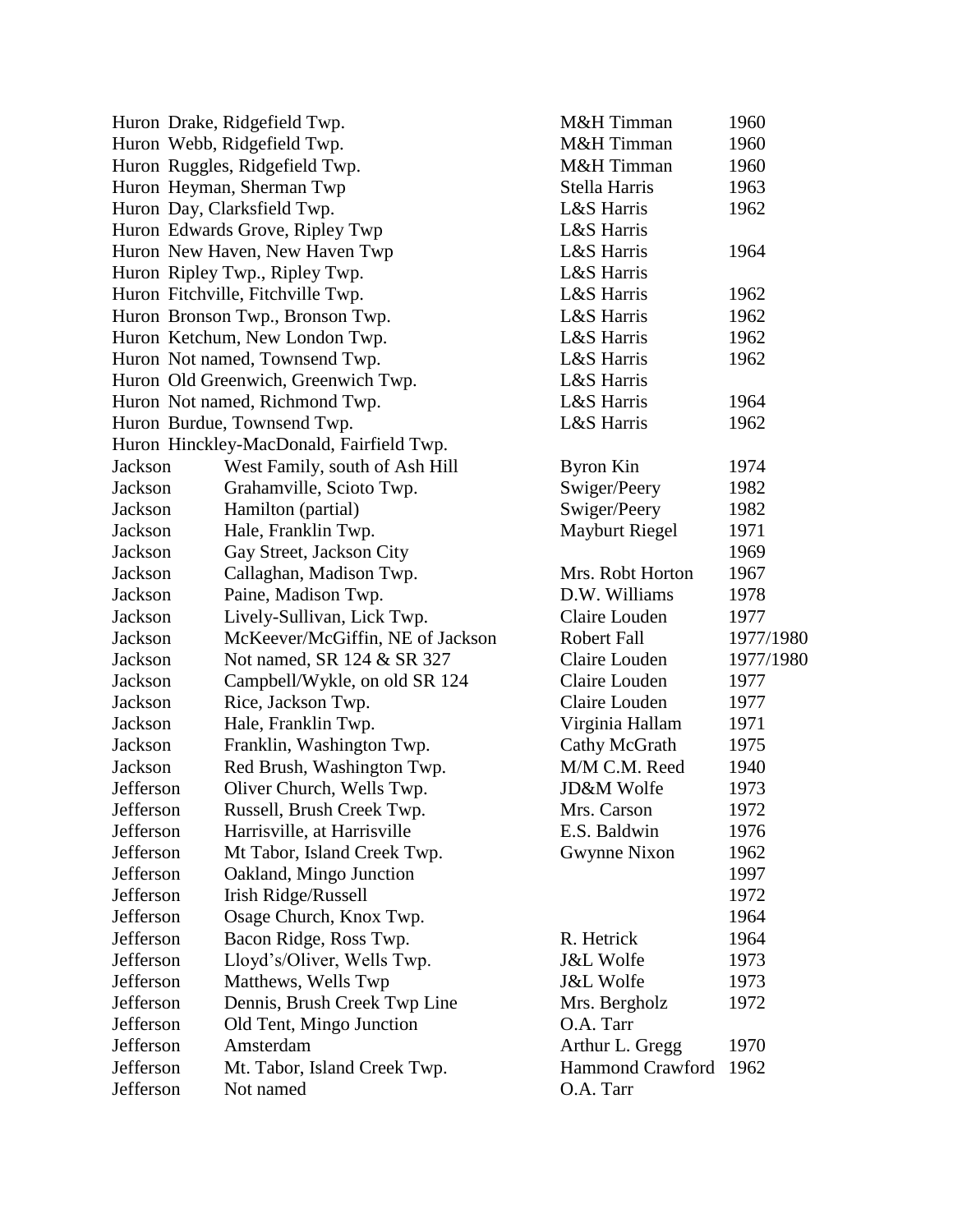| | | | |
|---|---|---|---|
| Huron | Drake, Ridgefield Twp. | M&H Timman | 1960 |
| Huron | Webb, Ridgefield Twp. | M&H Timman | 1960 |
| Huron | Ruggles, Ridgefield Twp. | M&H Timman | 1960 |
| Huron | Heyman, Sherman Twp | Stella Harris | 1963 |
| Huron | Day, Clarksfield Twp. | L&S Harris | 1962 |
| Huron | Edwards Grove, Ripley Twp | L&S Harris | |
| Huron | New Haven, New Haven Twp | L&S Harris | 1964 |
| Huron | Ripley Twp., Ripley Twp. | L&S Harris | |
| Huron | Fitchville, Fitchville Twp. | L&S Harris | 1962 |
| Huron | Bronson Twp., Bronson Twp. | L&S Harris | 1962 |
| Huron | Ketchum, New London Twp. | L&S Harris | 1962 |
| Huron | Not named, Townsend Twp. | L&S Harris | 1962 |
| Huron | Old Greenwich, Greenwich Twp. | L&S Harris | |
| Huron | Not named, Richmond Twp. | L&S Harris | 1964 |
| Huron | Burdue, Townsend Twp. | L&S Harris | 1962 |
| Huron | Hinckley-MacDonald, Fairfield Twp. | | |
| Jackson | West Family, south of Ash Hill | Byron Kin | 1974 |
| Jackson | Grahamville, Scioto Twp. | Swiger/Peery | 1982 |
| Jackson | Hamilton (partial) | Swiger/Peery | 1982 |
| Jackson | Hale, Franklin Twp. | Mayburt Riegel | 1971 |
| Jackson | Gay Street, Jackson City | | 1969 |
| Jackson | Callaghan, Madison Twp. | Mrs. Robt Horton | 1967 |
| Jackson | Paine, Madison Twp. | D.W. Williams | 1978 |
| Jackson | Lively-Sullivan, Lick Twp. | Claire Louden | 1977 |
| Jackson | McKeever/McGiffin, NE of Jackson | Robert Fall | 1977/1980 |
| Jackson | Not named, SR 124 & SR 327 | Claire Louden | 1977/1980 |
| Jackson | Campbell/Wykle, on old SR 124 | Claire Louden | 1977 |
| Jackson | Rice, Jackson Twp. | Claire Louden | 1977 |
| Jackson | Hale, Franklin Twp. | Virginia Hallam | 1971 |
| Jackson | Franklin, Washington Twp. | Cathy McGrath | 1975 |
| Jackson | Red Brush, Washington Twp. | M/M C.M. Reed | 1940 |
| Jefferson | Oliver Church, Wells Twp. | JD&M Wolfe | 1973 |
| Jefferson | Russell, Brush Creek Twp. | Mrs. Carson | 1972 |
| Jefferson | Harrisville, at Harrisville | E.S. Baldwin | 1976 |
| Jefferson | Mt Tabor, Island Creek Twp. | Gwynne Nixon | 1962 |
| Jefferson | Oakland, Mingo Junction | | 1997 |
| Jefferson | Irish Ridge/Russell | | 1972 |
| Jefferson | Osage Church, Knox Twp. | | 1964 |
| Jefferson | Bacon Ridge, Ross Twp. | R. Hetrick | 1964 |
| Jefferson | Lloyd's/Oliver, Wells Twp. | J&L Wolfe | 1973 |
| Jefferson | Matthews, Wells Twp | J&L Wolfe | 1973 |
| Jefferson | Dennis, Brush Creek Twp Line | Mrs. Bergholz | 1972 |
| Jefferson | Old Tent, Mingo Junction | O.A. Tarr | |
| Jefferson | Amsterdam | Arthur L. Gregg | 1970 |
| Jefferson | Mt. Tabor, Island Creek Twp. | Hammond Crawford | 1962 |
| Jefferson | Not named | O.A. Tarr | |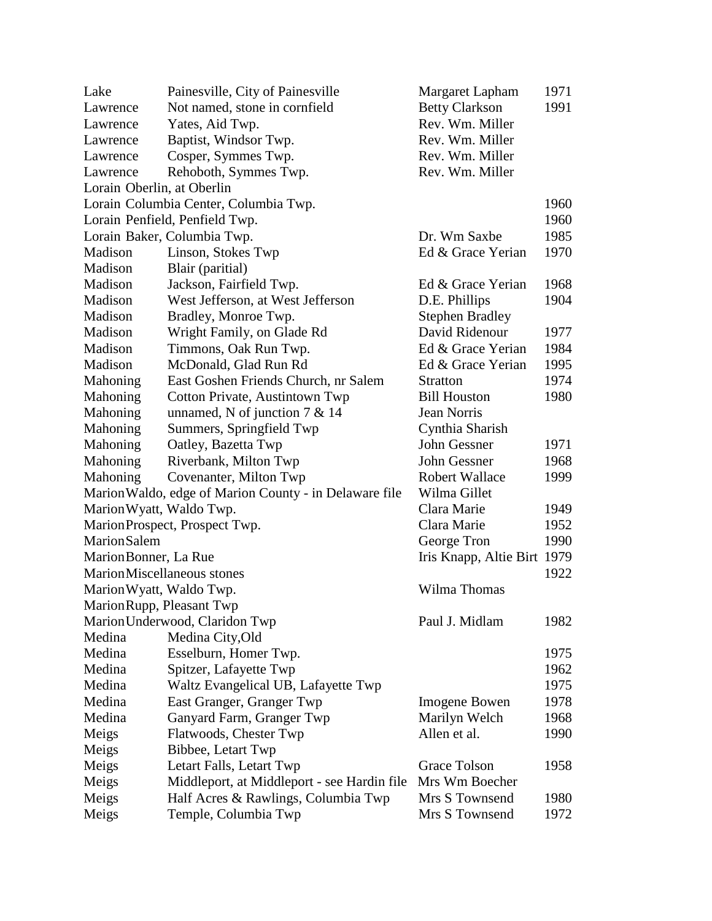| | | | |
|---|---|---|---|
| Lake | Painesville, City of Painesville | Margaret Lapham | 1971 |
| Lawrence | Not named, stone in cornfield | Betty Clarkson | 1991 |
| Lawrence | Yates, Aid Twp. | Rev. Wm. Miller | |
| Lawrence | Baptist, Windsor Twp. | Rev. Wm. Miller | |
| Lawrence | Cosper, Symmes Twp. | Rev. Wm. Miller | |
| Lawrence | Rehoboth, Symmes Twp. | Rev. Wm. Miller | |
| Lorain | Oberlin, at Oberlin | | |
| Lorain | Columbia Center, Columbia Twp. | | 1960 |
| Lorain | Penfield, Penfield Twp. | | 1960 |
| Lorain | Baker, Columbia Twp. | Dr. Wm Saxbe | 1985 |
| Madison | Linson, Stokes Twp | Ed & Grace Yerian | 1970 |
| Madison | Blair (paritial) | | |
| Madison | Jackson, Fairfield Twp. | Ed & Grace Yerian | 1968 |
| Madison | West Jefferson, at West Jefferson | D.E. Phillips | 1904 |
| Madison | Bradley, Monroe Twp. | Stephen Bradley | |
| Madison | Wright Family, on Glade Rd | David Ridenour | 1977 |
| Madison | Timmons, Oak Run Twp. | Ed & Grace Yerian | 1984 |
| Madison | McDonald, Glad Run Rd | Ed & Grace Yerian | 1995 |
| Mahoning | East Goshen Friends Church, nr Salem | Stratton | 1974 |
| Mahoning | Cotton Private, Austintown Twp | Bill Houston | 1980 |
| Mahoning | unnamed, N of junction 7 & 14 | Jean Norris | |
| Mahoning | Summers, Springfield Twp | Cynthia Sharish | |
| Mahoning | Oatley, Bazetta Twp | John Gessner | 1971 |
| Mahoning | Riverbank, Milton Twp | John Gessner | 1968 |
| Mahoning | Covenanter, Milton Twp | Robert Wallace | 1999 |
| Marion | Waldo, edge of Marion County - in Delaware file | Wilma Gillet | |
| Marion | Wyatt, Waldo Twp. | Clara Marie | 1949 |
| Marion | Prospect, Prospect Twp. | Clara Marie | 1952 |
| Marion | Salem | George Tron | 1990 |
| Marion | Bonner, La Rue | Iris Knapp, Altie Birt | 1979 |
| Marion | Miscellaneous stones | | 1922 |
| Marion | Wyatt, Waldo Twp. | Wilma Thomas | |
| Marion | Rupp, Pleasant Twp | | |
| Marion | Underwood, Claridon Twp | Paul J. Midlam | 1982 |
| Medina | Medina City,Old | | |
| Medina | Esselburn, Homer Twp. | | 1975 |
| Medina | Spitzer, Lafayette Twp | | 1962 |
| Medina | Waltz Evangelical UB, Lafayette Twp | | 1975 |
| Medina | East Granger, Granger Twp | Imogene Bowen | 1978 |
| Medina | Ganyard Farm, Granger Twp | Marilyn Welch | 1968 |
| Meigs | Flatwoods, Chester Twp | Allen et al. | 1990 |
| Meigs | Bibbee, Letart Twp | | |
| Meigs | Letart Falls, Letart Twp | Grace Tolson | 1958 |
| Meigs | Middleport, at Middleport - see Hardin file | Mrs Wm Boecher | |
| Meigs | Half Acres & Rawlings, Columbia Twp | Mrs S Townsend | 1980 |
| Meigs | Temple, Columbia Twp | Mrs S Townsend | 1972 |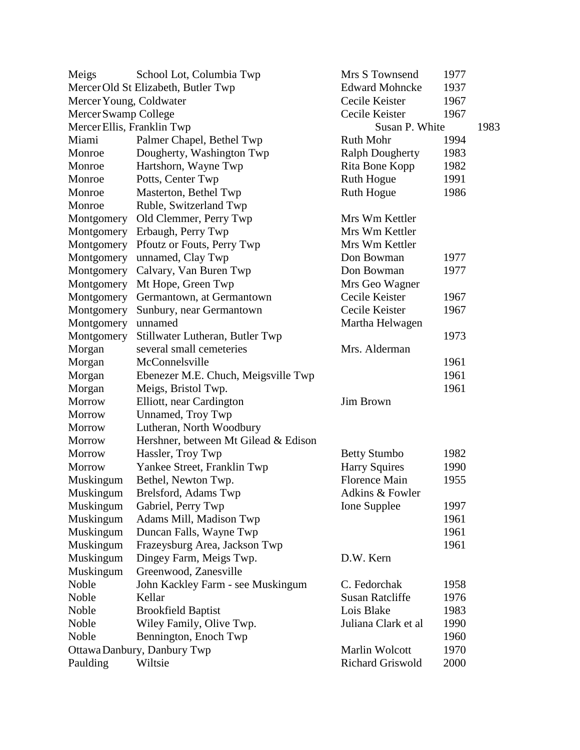| | | | |
|---|---|---|---|
| Meigs | School Lot, Columbia Twp | Mrs S Townsend | 1977 |
| Mercer | Old St Elizabeth, Butler Twp | Edward Mohncke | 1937 |
| Mercer | Young, Coldwater | Cecile Keister | 1967 |
| Mercer | Swamp College | Cecile Keister | 1967 |
| Mercer | Ellis, Franklin Twp | Susan P. White | 1983 |
| Miami | Palmer Chapel, Bethel Twp | Ruth Mohr | 1994 |
| Monroe | Dougherty, Washington Twp | Ralph Dougherty | 1983 |
| Monroe | Hartshorn, Wayne Twp | Rita Bone Kopp | 1982 |
| Monroe | Potts, Center Twp | Ruth Hogue | 1991 |
| Monroe | Masterton, Bethel Twp | Ruth Hogue | 1986 |
| Monroe | Ruble, Switzerland Twp | | |
| Montgomery | Old Clemmer, Perry Twp | Mrs Wm Kettler | |
| Montgomery | Erbaugh, Perry Twp | Mrs Wm Kettler | |
| Montgomery | Pfoutz or Fouts, Perry Twp | Mrs Wm Kettler | |
| Montgomery | unnamed, Clay Twp | Don Bowman | 1977 |
| Montgomery | Calvary, Van Buren Twp | Don Bowman | 1977 |
| Montgomery | Mt Hope, Green Twp | Mrs Geo Wagner | |
| Montgomery | Germantown, at Germantown | Cecile Keister | 1967 |
| Montgomery | Sunbury, near Germantown | Cecile Keister | 1967 |
| Montgomery | unnamed | Martha Helwagen | |
| Montgomery | Stillwater Lutheran, Butler Twp | | 1973 |
| Morgan | several small cemeteries | Mrs. Alderman | |
| Morgan | McConnelsville | | 1961 |
| Morgan | Ebenezer M.E. Chuch, Meigsville Twp | | 1961 |
| Morgan | Meigs, Bristol Twp. | | 1961 |
| Morrow | Elliott, near Cardington | Jim Brown | |
| Morrow | Unnamed, Troy Twp | | |
| Morrow | Lutheran, North Woodbury | | |
| Morrow | Hershner, between Mt Gilead & Edison | | |
| Morrow | Hassler, Troy Twp | Betty Stumbo | 1982 |
| Morrow | Yankee Street, Franklin Twp | Harry Squires | 1990 |
| Muskingum | Bethel, Newton Twp. | Florence Main | 1955 |
| Muskingum | Brelsford, Adams Twp | Adkins & Fowler | |
| Muskingum | Gabriel, Perry Twp | Ione Supplee | 1997 |
| Muskingum | Adams Mill, Madison Twp | | 1961 |
| Muskingum | Duncan Falls, Wayne Twp | | 1961 |
| Muskingum | Frazeysburg Area, Jackson Twp | | 1961 |
| Muskingum | Dingey Farm, Meigs Twp. | D.W. Kern | |
| Muskingum | Greenwood, Zanesville | | |
| Noble | John Kackley Farm - see Muskingum | C. Fedorchak | 1958 |
| Noble | Kellar | Susan Ratcliffe | 1976 |
| Noble | Brookfield Baptist | Lois Blake | 1983 |
| Noble | Wiley Family, Olive Twp. | Juliana Clark et al | 1990 |
| Noble | Bennington, Enoch Twp | | 1960 |
| Ottawa | Danbury, Danbury Twp | Marlin Wolcott | 1970 |
| Paulding | Wiltsie | Richard Griswold | 2000 |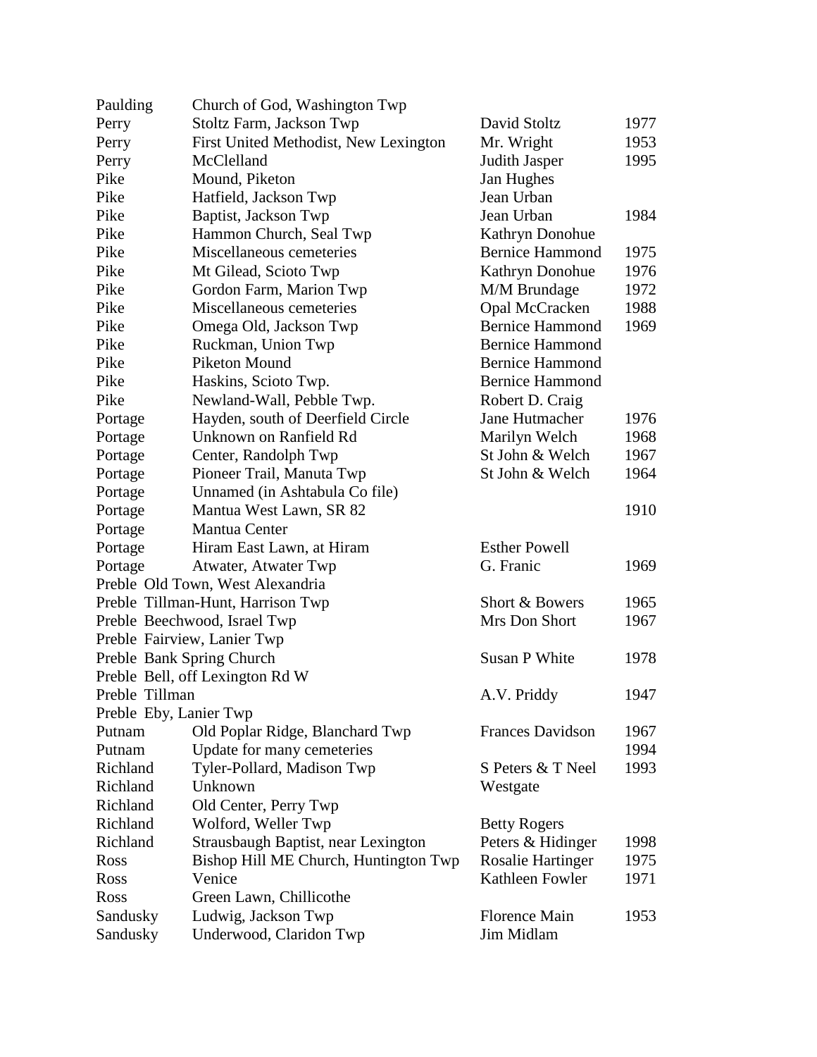| | | | |
|---|---|---|---|
| Paulding | Church of God, Washington Twp | | |
| Perry | Stoltz Farm, Jackson Twp | David Stoltz | 1977 |
| Perry | First United Methodist, New Lexington | Mr. Wright | 1953 |
| Perry | McClelland | Judith Jasper | 1995 |
| Pike | Mound, Piketon | Jan Hughes | |
| Pike | Hatfield, Jackson Twp | Jean Urban | |
| Pike | Baptist, Jackson Twp | Jean Urban | 1984 |
| Pike | Hammon Church, Seal Twp | Kathryn Donohue | |
| Pike | Miscellaneous cemeteries | Bernice Hammond | 1975 |
| Pike | Mt Gilead, Scioto Twp | Kathryn Donohue | 1976 |
| Pike | Gordon Farm, Marion Twp | M/M Brundage | 1972 |
| Pike | Miscellaneous cemeteries | Opal McCracken | 1988 |
| Pike | Omega Old, Jackson Twp | Bernice Hammond | 1969 |
| Pike | Ruckman, Union Twp | Bernice Hammond | |
| Pike | Piketon Mound | Bernice Hammond | |
| Pike | Haskins, Scioto Twp. | Bernice Hammond | |
| Pike | Newland-Wall, Pebble Twp. | Robert D. Craig | |
| Portage | Hayden, south of Deerfield Circle | Jane Hutmacher | 1976 |
| Portage | Unknown on Ranfield Rd | Marilyn Welch | 1968 |
| Portage | Center, Randolph Twp | St John & Welch | 1967 |
| Portage | Pioneer Trail, Manuta Twp | St John & Welch | 1964 |
| Portage | Unnamed (in Ashtabula Co file) | | |
| Portage | Mantua West Lawn, SR 82 | | 1910 |
| Portage | Mantua Center | | |
| Portage | Hiram East Lawn, at Hiram | Esther Powell | |
| Portage | Atwater, Atwater Twp | G. Franic | 1969 |
| Preble | Old Town, West Alexandria | | |
| Preble | Tillman-Hunt, Harrison Twp | Short & Bowers | 1965 |
| Preble | Beechwood, Israel Twp | Mrs Don Short | 1967 |
| Preble | Fairview, Lanier Twp | | |
| Preble | Bank Spring Church | Susan P White | 1978 |
| Preble | Bell, off Lexington Rd W | | |
| Preble | Tillman | A.V. Priddy | 1947 |
| Preble | Eby, Lanier Twp | | |
| Putnam | Old Poplar Ridge, Blanchard Twp | Frances Davidson | 1967 |
| Putnam | Update for many cemeteries | | 1994 |
| Richland | Tyler-Pollard, Madison Twp | S Peters & T Neel | 1993 |
| Richland | Unknown | Westgate | |
| Richland | Old Center, Perry Twp | | |
| Richland | Wolford, Weller Twp | Betty Rogers | |
| Richland | Strausbaugh Baptist, near Lexington | Peters & Hidinger | 1998 |
| Ross | Bishop Hill ME Church, Huntington Twp | Rosalie Hartinger | 1975 |
| Ross | Venice | Kathleen Fowler | 1971 |
| Ross | Green Lawn, Chillicothe | | |
| Sandusky | Ludwig, Jackson Twp | Florence Main | 1953 |
| Sandusky | Underwood, Claridon Twp | Jim Midlam | |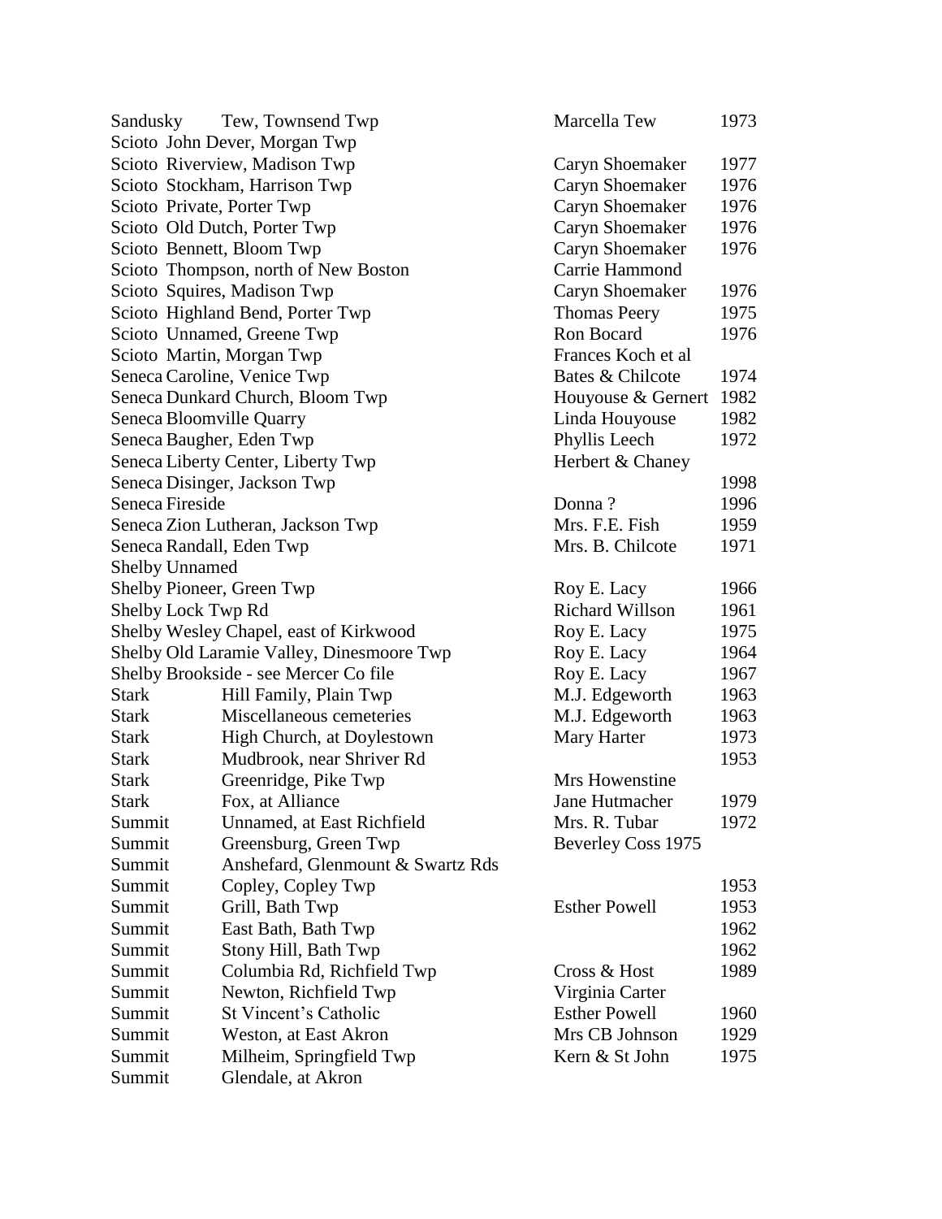| County | Cemetery | Compiler | Year |
|---|---|---|---|
| Sandusky | Tew, Townsend Twp | Marcella Tew | 1973 |
| Scioto | John Dever, Morgan Twp | | |
| Scioto | Riverview, Madison Twp | Caryn Shoemaker | 1977 |
| Scioto | Stockham, Harrison Twp | Caryn Shoemaker | 1976 |
| Scioto | Private, Porter Twp | Caryn Shoemaker | 1976 |
| Scioto | Old Dutch, Porter Twp | Caryn Shoemaker | 1976 |
| Scioto | Bennett, Bloom Twp | Caryn Shoemaker | 1976 |
| Scioto | Thompson, north of New Boston | Carrie Hammond | |
| Scioto | Squires, Madison Twp | Caryn Shoemaker | 1976 |
| Scioto | Highland Bend, Porter Twp | Thomas Peery | 1975 |
| Scioto | Unnamed, Greene Twp | Ron Bocard | 1976 |
| Scioto | Martin, Morgan Twp | Frances Koch et al | |
| Seneca | Caroline, Venice Twp | Bates & Chilcote | 1974 |
| Seneca | Dunkard Church, Bloom Twp | Houyouse & Gernert | 1982 |
| Seneca | Bloomville Quarry | Linda Houyouse | 1982 |
| Seneca | Baugher, Eden Twp | Phyllis Leech | 1972 |
| Seneca | Liberty Center, Liberty Twp | Herbert & Chaney | |
| Seneca | Disinger, Jackson Twp | | 1998 |
| Seneca | Fireside | Donna ? | 1996 |
| Seneca | Zion Lutheran, Jackson Twp | Mrs. F.E. Fish | 1959 |
| Seneca | Randall, Eden Twp | Mrs. B. Chilcote | 1971 |
| Shelby | Unnamed | | |
| Shelby | Pioneer, Green Twp | Roy E. Lacy | 1966 |
| Shelby | Lock Twp Rd | Richard Willson | 1961 |
| Shelby | Wesley Chapel, east of Kirkwood | Roy E. Lacy | 1975 |
| Shelby | Old Laramie Valley, Dinesmoore Twp | Roy E. Lacy | 1964 |
| Shelby | Brookside - see Mercer Co file | Roy E. Lacy | 1967 |
| Stark | Hill Family, Plain Twp | M.J. Edgeworth | 1963 |
| Stark | Miscellaneous cemeteries | M.J. Edgeworth | 1963 |
| Stark | High Church, at Doylestown | Mary Harter | 1973 |
| Stark | Mudbrook, near Shriver Rd | | 1953 |
| Stark | Greenridge, Pike Twp | Mrs Howenstine | |
| Stark | Fox, at Alliance | Jane Hutmacher | 1979 |
| Summit | Unnamed, at East Richfield | Mrs. R. Tubar | 1972 |
| Summit | Greensburg, Green Twp | Beverley Coss 1975 | |
| Summit | Anshefard, Glenmount & Swartz Rds | | |
| Summit | Copley, Copley Twp | | 1953 |
| Summit | Grill, Bath Twp | Esther Powell | 1953 |
| Summit | East Bath, Bath Twp | | 1962 |
| Summit | Stony Hill, Bath Twp | | 1962 |
| Summit | Columbia Rd, Richfield Twp | Cross & Host | 1989 |
| Summit | Newton, Richfield Twp | Virginia Carter | |
| Summit | St Vincent's Catholic | Esther Powell | 1960 |
| Summit | Weston, at East Akron | Mrs CB Johnson | 1929 |
| Summit | Milheim, Springfield Twp | Kern & St John | 1975 |
| Summit | Glendale, at Akron | | |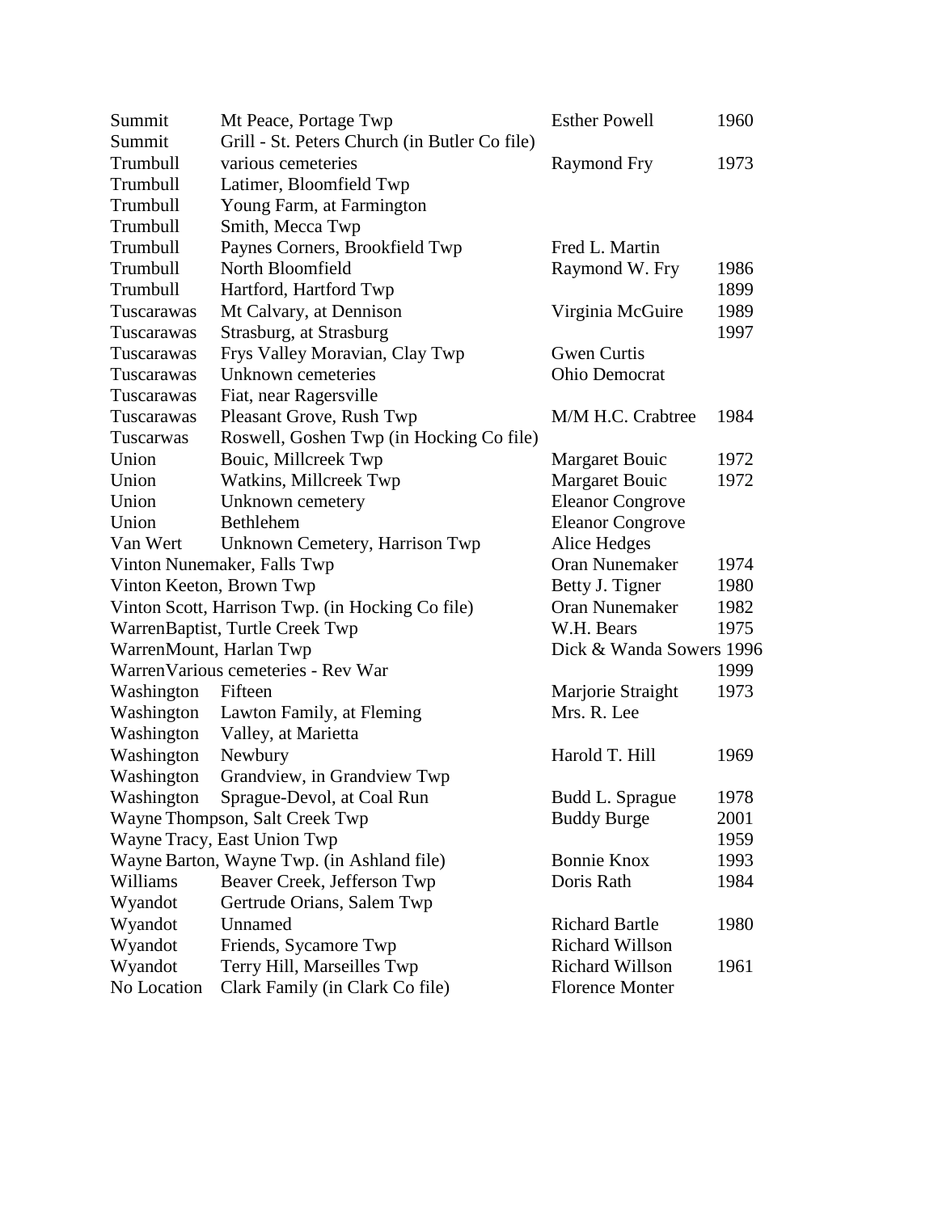| | | | |
|---|---|---|---|
| Summit | Mt Peace, Portage Twp | Esther Powell | 1960 |
| Summit | Grill - St. Peters Church (in Butler Co file) | | |
| Trumbull | various cemeteries | Raymond Fry | 1973 |
| Trumbull | Latimer, Bloomfield Twp | | |
| Trumbull | Young Farm, at Farmington | | |
| Trumbull | Smith, Mecca Twp | | |
| Trumbull | Paynes Corners, Brookfield Twp | Fred L. Martin | |
| Trumbull | North Bloomfield | Raymond W. Fry | 1986 |
| Trumbull | Hartford, Hartford Twp | | 1899 |
| Tuscarawas | Mt Calvary, at Dennison | Virginia McGuire | 1989 |
| Tuscarawas | Strasburg, at Strasburg | | 1997 |
| Tuscarawas | Frys Valley Moravian, Clay Twp | Gwen Curtis | |
| Tuscarawas | Unknown cemeteries | Ohio Democrat | |
| Tuscarawas | Fiat, near Ragersville | | |
| Tuscarawas | Pleasant Grove, Rush Twp | M/M H.C. Crabtree | 1984 |
| Tuscarwas | Roswell, Goshen Twp (in Hocking Co file) | | |
| Union | Bouic, Millcreek Twp | Margaret Bouic | 1972 |
| Union | Watkins, Millcreek Twp | Margaret Bouic | 1972 |
| Union | Unknown cemetery | Eleanor Congrove | |
| Union | Bethlehem | Eleanor Congrove | |
| Van Wert | Unknown Cemetery, Harrison Twp | Alice Hedges | |
| Vinton | Nunemaker, Falls Twp | Oran Nunemaker | 1974 |
| Vinton | Keeton, Brown Twp | Betty J. Tigner | 1980 |
| Vinton | Scott, Harrison Twp. (in Hocking Co file) | Oran Nunemaker | 1982 |
| Warren | Baptist, Turtle Creek Twp | W.H. Bears | 1975 |
| Warren | Mount, Harlan Twp | Dick & Wanda Sowers | 1996 |
| Warren | Various cemeteries - Rev War | | 1999 |
| Washington | Fifteen | Marjorie Straight | 1973 |
| Washington | Lawton Family, at Fleming | Mrs. R. Lee | |
| Washington | Valley, at Marietta | | |
| Washington | Newbury | Harold T. Hill | 1969 |
| Washington | Grandview, in Grandview Twp | | |
| Washington | Sprague-Devol, at Coal Run | Budd L. Sprague | 1978 |
| Wayne | Thompson, Salt Creek Twp | Buddy Burge | 2001 |
| Wayne | Tracy, East Union Twp | | 1959 |
| Wayne | Barton, Wayne Twp. (in Ashland file) | Bonnie Knox | 1993 |
| Williams | Beaver Creek, Jefferson Twp | Doris Rath | 1984 |
| Wyandot | Gertrude Orians, Salem Twp | | |
| Wyandot | Unnamed | Richard Bartle | 1980 |
| Wyandot | Friends, Sycamore Twp | Richard Willson | |
| Wyandot | Terry Hill, Marseilles Twp | Richard Willson | 1961 |
| No Location | Clark Family (in Clark Co file) | Florence Monter | |